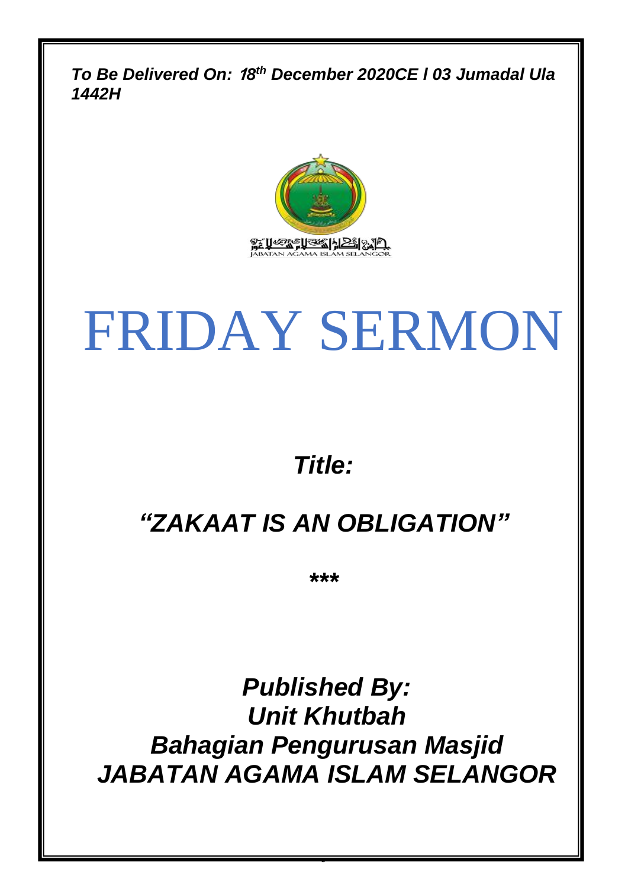***To Be Delivered On: 18th December 2020CE I 03 Jumadal Ula 1442H***

JABATAN AGAMA ISLAM SELANGOR

# FRIDAY SERMON

***Title:***

## ***"ZAKAAT IS AN OBLIGATION"***

*****

***Published By:***
***Unit Khutbah***
***Bahagian Pengurusan Masjid***
***JABATAN AGAMA ISLAM SELANGOR***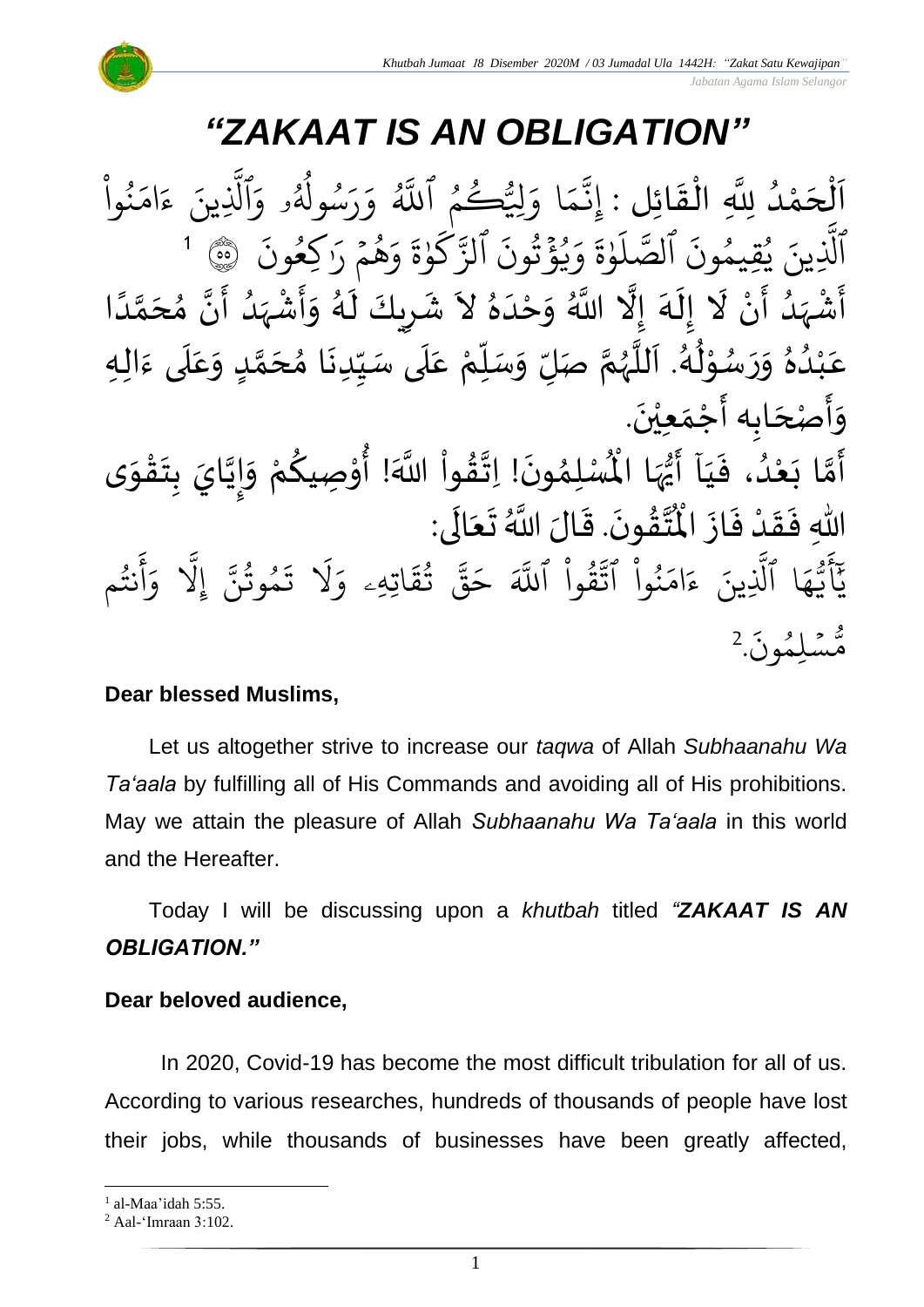# *"ZAKAAT IS AN OBLIGATION"*

اَلْحَمْدُ لِلَّهِ الْقَائِل : إِنَّمَا وَلِيُّكُمُ ٱللَّهُ وَرَسُولُهُۥ وَٱلَّذِينَ ءَامَنُواْ ٱلَّذِينَ يُقِيمُونَ ٱلصَّلَوٰةَ وَيُؤۡتُونَ ٱلزَّكَوٰةَ وَهُمۡ رَٰكِعُونَ ۝ [1] أَشْهَدُ أَنْ لَا إِلَهَ إِلَّا اللَّهُ وَحْدَهُ لاَ شَرِيكَ لَهُ وَأَشْهَدُ أَنَّ مُحَمَّدًا عَبْدُهُ وَرَسُوْلُهُ. اَللَّهُمَّ صَلِّ وَسَلِّمْ عَلَى سَيِّدِنَا مُحَمَّدٍ وَعَلَى ءَالِهِ وَأَصْحَابِه أَجْمَعِيْنَ.

أَمَّا بَعْدُ، فَيَا أَيُّهَا الْمُسْلِمُونَ! اِتَّقُواْ اللَّهَ! أُوْصِيكُمْ وَإِيَّايَ بِتَقْوَى اللهِ فَقَدْ فَازَ الْمُتَّقُونَ. قَالَ اللَّهُ تَعَالَى:

يَٰٓأَيُّهَا ٱلَّذِينَ ءَامَنُواْ ٱتَّقُواْ ٱللَّهَ حَقَّ تُقَاتِهِۦ وَلَا تَمُوتُنَّ إِلَّا وَأَنتُم مُّسۡلِمُونَ.[2]

**Dear blessed Muslims,**

Let us altogether strive to increase our *taqwa* of Allah *Subhaanahu Wa Ta'aala* by fulfilling all of His Commands and avoiding all of His prohibitions. May we attain the pleasure of Allah *Subhaanahu Wa Ta'aala* in this world and the Hereafter.

Today I will be discussing upon a *khutbah* titled *"**ZAKAAT IS AN OBLIGATION.**"*

**Dear beloved audience,**

In 2020, Covid-19 has become the most difficult tribulation for all of us. According to various researches, hundreds of thousands of people have lost their jobs, while thousands of businesses have been greatly affected,

---

[1] al-Maa'idah 5:55.

[2] Aal-'Imraan 3:102.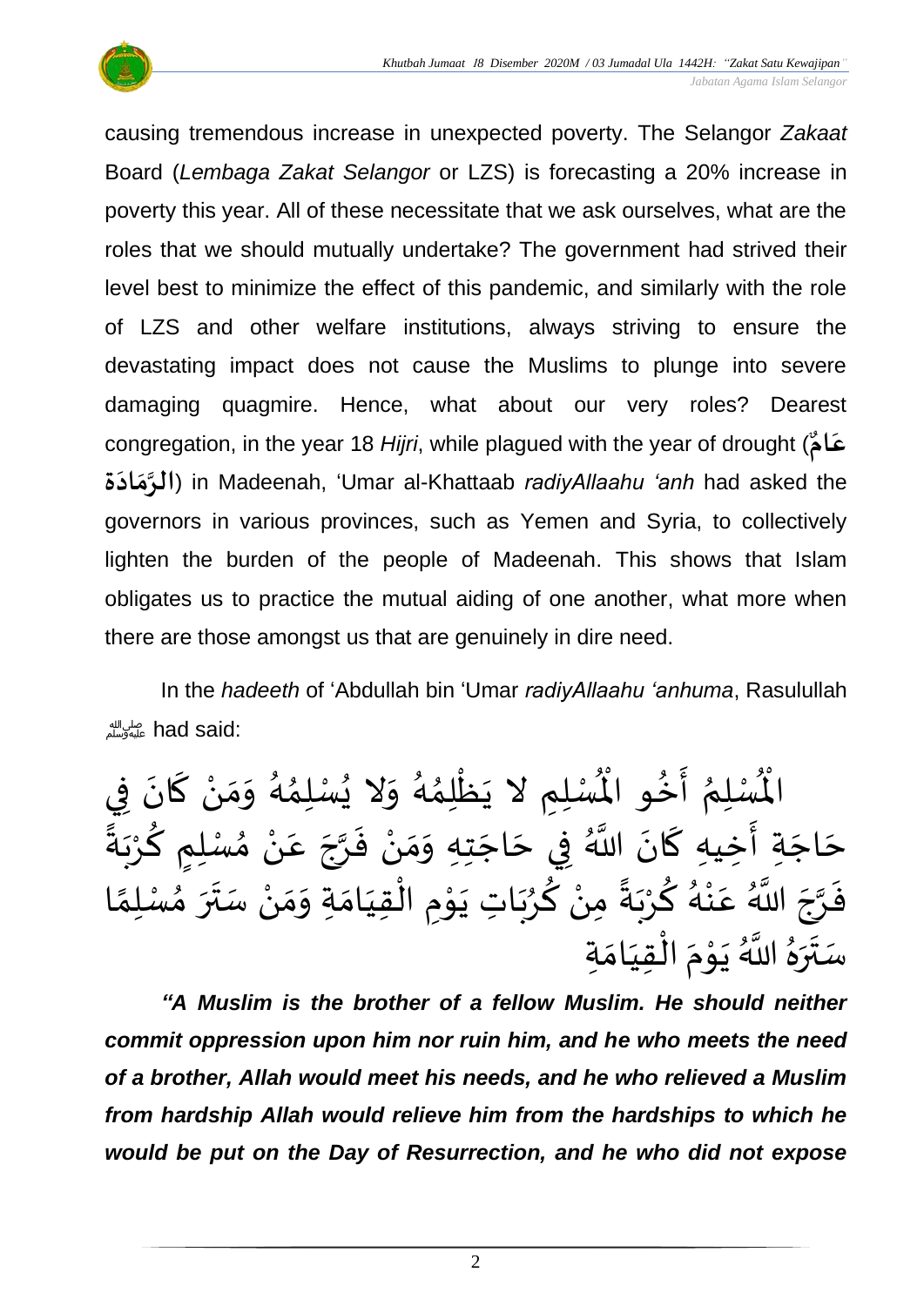causing tremendous increase in unexpected poverty. The Selangor *Zakaat* Board (*Lembaga Zakat Selangor* or LZS) is forecasting a 20% increase in poverty this year. All of these necessitate that we ask ourselves, what are the roles that we should mutually undertake? The government had strived their level best to minimize the effect of this pandemic, and similarly with the role of LZS and other welfare institutions, always striving to ensure the devastating impact does not cause the Muslims to plunge into severe damaging quagmire. Hence, what about our very roles? Dearest congregation, in the year 18 *Hijri*, while plagued with the year of drought (**عَامُ الرَّمَادَة**) in Madeenah, 'Umar al-Khattaab *radiyAllaahu 'anh* had asked the governors in various provinces, such as Yemen and Syria, to collectively lighten the burden of the people of Madeenah. This shows that Islam obligates us to practice the mutual aiding of one another, what more when there are those amongst us that are genuinely in dire need.

In the *hadeeth* of 'Abdullah bin 'Umar *radiyAllaahu 'anhuma*, Rasulullah ﷺ had said:

الْمُسْلِمُ أَخُو الْمُسْلِمِ لا يَظْلِمُهُ وَلا يُسْلِمُهُ وَمَنْ كَانَ فِي حَاجَةِ أَخِيهِ كَانَ اللَّهُ فِي حَاجَتِهِ وَمَنْ فَرَّجَ عَنْ مُسْلِمٍ كُرْبَةً فَرَّجَ اللَّهُ عَنْهُ كُرْبَةً مِنْ كُرُبَاتِ يَوْمِ الْقِيَامَةِ وَمَنْ سَتَرَ مُسْلِمًا سَتَرَهُ اللَّهُ يَوْمَ الْقِيَامَةِ

***"A Muslim is the brother of a fellow Muslim. He should neither commit oppression upon him nor ruin him, and he who meets the need of a brother, Allah would meet his needs, and he who relieved a Muslim from hardship Allah would relieve him from the hardships to which he would be put on the Day of Resurrection, and he who did not expose***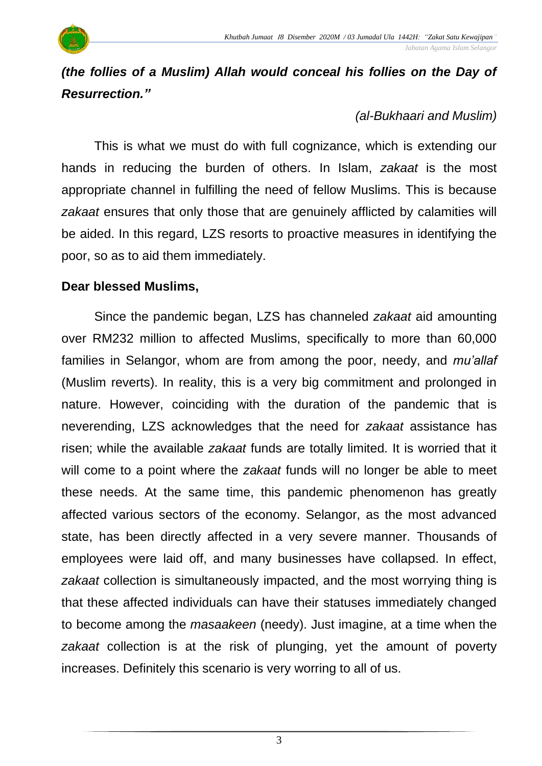***(the follies of a Muslim) Allah would conceal his follies on the Day of Resurrection."***

*(al-Bukhaari and Muslim)*

This is what we must do with full cognizance, which is extending our hands in reducing the burden of others. In Islam, *zakaat* is the most appropriate channel in fulfilling the need of fellow Muslims. This is because *zakaat* ensures that only those that are genuinely afflicted by calamities will be aided. In this regard, LZS resorts to proactive measures in identifying the poor, so as to aid them immediately.

**Dear blessed Muslims,**

Since the pandemic began, LZS has channeled *zakaat* aid amounting over RM232 million to affected Muslims, specifically to more than 60,000 families in Selangor, whom are from among the poor, needy, and *mu'allaf* (Muslim reverts). In reality, this is a very big commitment and prolonged in nature. However, coinciding with the duration of the pandemic that is neverending, LZS acknowledges that the need for *zakaat* assistance has risen; while the available *zakaat* funds are totally limited. It is worried that it will come to a point where the *zakaat* funds will no longer be able to meet these needs. At the same time, this pandemic phenomenon has greatly affected various sectors of the economy. Selangor, as the most advanced state, has been directly affected in a very severe manner. Thousands of employees were laid off, and many businesses have collapsed. In effect, *zakaat* collection is simultaneously impacted, and the most worrying thing is that these affected individuals can have their statuses immediately changed to become among the *masaakeen* (needy). Just imagine, at a time when the *zakaat* collection is at the risk of plunging, yet the amount of poverty increases. Definitely this scenario is very worring to all of us.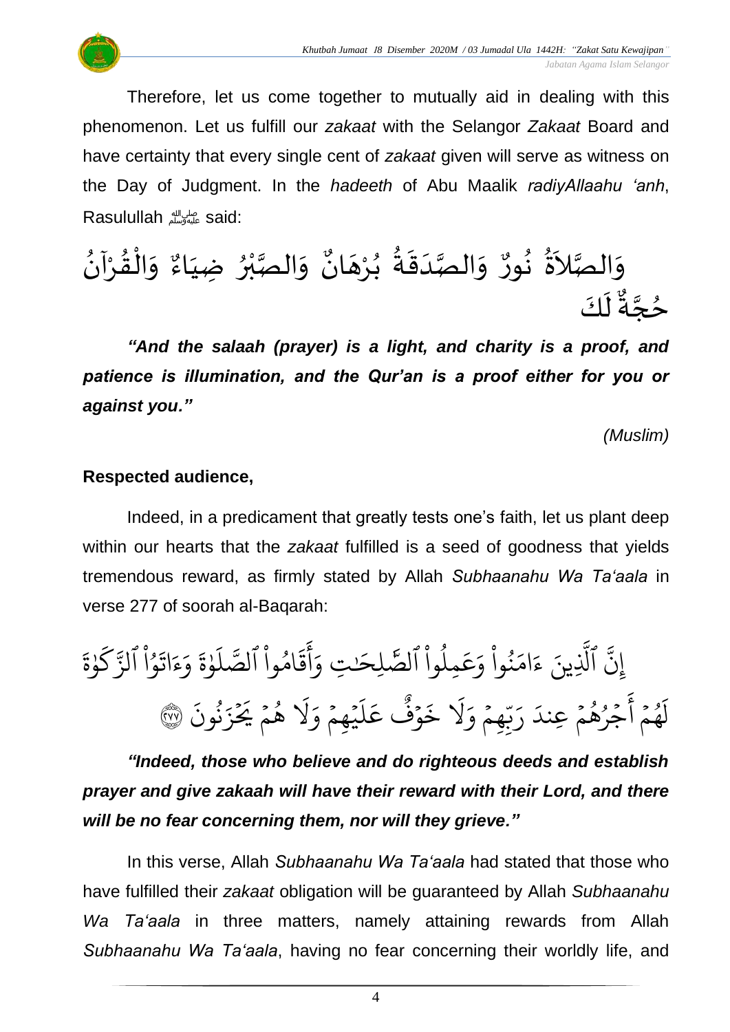Therefore, let us come together to mutually aid in dealing with this phenomenon. Let us fulfill our *zakaat* with the Selangor *Zakaat* Board and have certainty that every single cent of *zakaat* given will serve as witness on the Day of Judgment. In the *hadeeth* of Abu Maalik *radiyAllaahu 'anh*, Rasulullah ﷺ said:

وَالصَّلاَةُ نُورٌ وَالصَّدَقَةُ بُرْهَانٌ وَالصَّبْرُ ضِيَاءٌ وَالْقُرْآنُ حُجَّةٌ لَكَ

***"And the salaah (prayer) is a light, and charity is a proof, and patience is illumination, and the Qur'an is a proof either for you or against you."***

*(Muslim)*

**Respected audience,**

Indeed, in a predicament that greatly tests one's faith, let us plant deep within our hearts that the *zakaat* fulfilled is a seed of goodness that yields tremendous reward, as firmly stated by Allah *Subhaanahu Wa Ta'aala* in verse 277 of soorah al-Baqarah:

إِنَّ ٱلَّذِينَ ءَامَنُواْ وَعَمِلُواْ ٱلصَّٰلِحَٰتِ وَأَقَامُواْ ٱلصَّلَوٰةَ وَءَاتَوُاْ ٱلزَّكَوٰةَ لَهُمۡ أَجۡرُهُمۡ عِندَ رَبِّهِمۡ وَلَا خَوۡفٌ عَلَيۡهِمۡ وَلَا هُمۡ يَحۡزَنُونَ ﴿٢٧٧﴾

***"Indeed, those who believe and do righteous deeds and establish prayer and give zakaah will have their reward with their Lord, and there will be no fear concerning them, nor will they grieve."***

In this verse, Allah *Subhaanahu Wa Ta'aala* had stated that those who have fulfilled their *zakaat* obligation will be guaranteed by Allah *Subhaanahu Wa Ta'aala* in three matters, namely attaining rewards from Allah *Subhaanahu Wa Ta'aala*, having no fear concerning their worldly life, and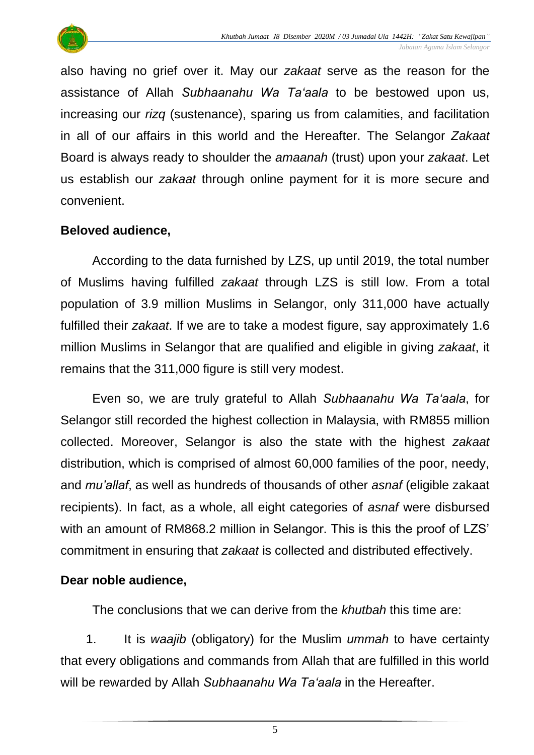also having no grief over it. May our *zakaat* serve as the reason for the assistance of Allah *Subhaanahu Wa Ta'aala* to be bestowed upon us, increasing our *rizq* (sustenance), sparing us from calamities, and facilitation in all of our affairs in this world and the Hereafter. The Selangor *Zakaat* Board is always ready to shoulder the *amaanah* (trust) upon your *zakaat*. Let us establish our *zakaat* through online payment for it is more secure and convenient.

**Beloved audience,**

According to the data furnished by LZS, up until 2019, the total number of Muslims having fulfilled *zakaat* through LZS is still low. From a total population of 3.9 million Muslims in Selangor, only 311,000 have actually fulfilled their *zakaat*. If we are to take a modest figure, say approximately 1.6 million Muslims in Selangor that are qualified and eligible in giving *zakaat*, it remains that the 311,000 figure is still very modest.

Even so, we are truly grateful to Allah *Subhaanahu Wa Ta'aala*, for Selangor still recorded the highest collection in Malaysia, with RM855 million collected. Moreover, Selangor is also the state with the highest *zakaat* distribution, which is comprised of almost 60,000 families of the poor, needy, and *mu'allaf*, as well as hundreds of thousands of other *asnaf* (eligible zakaat recipients). In fact, as a whole, all eight categories of *asnaf* were disbursed with an amount of RM868.2 million in Selangor. This is this the proof of LZS' commitment in ensuring that *zakaat* is collected and distributed effectively.

**Dear noble audience,**

The conclusions that we can derive from the *khutbah* this time are:

1. It is *waajib* (obligatory) for the Muslim *ummah* to have certainty that every obligations and commands from Allah that are fulfilled in this world will be rewarded by Allah *Subhaanahu Wa Ta'aala* in the Hereafter.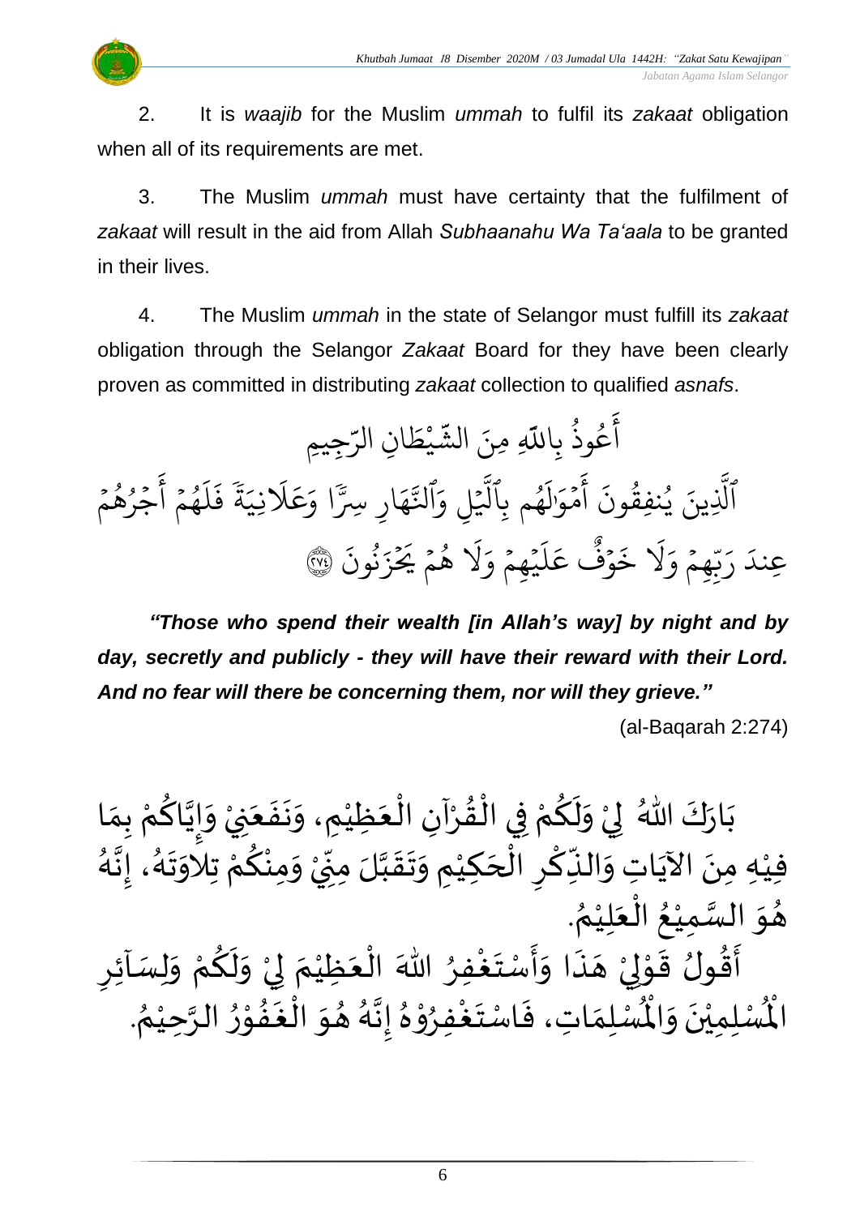2. It is *waajib* for the Muslim *ummah* to fulfil its *zakaat* obligation when all of its requirements are met.

3. The Muslim *ummah* must have certainty that the fulfilment of *zakaat* will result in the aid from Allah *Subhaanahu Wa Ta'aala* to be granted in their lives.

4. The Muslim *ummah* in the state of Selangor must fulfill its *zakaat* obligation through the Selangor *Zakaat* Board for they have been clearly proven as committed in distributing *zakaat* collection to qualified *asnafs*.

أَعُوذُ بِاللَّهِ مِنَ الشَّيْطَانِ الرَّجِيمِ

ٱلَّذِينَ يُنفِقُونَ أَمۡوَٰلَهُم بِٱلَّيۡلِ وَٱلنَّهَارِ سِرًّا وَعَلَانِيَةً فَلَهُمۡ أَجۡرُهُمۡ عِندَ رَبِّهِمۡ وَلَا خَوۡفٌ عَلَيۡهِمۡ وَلَا هُمۡ يَحۡزَنُونَ ﴿٢٧٤﴾

***"Those who spend their wealth [in Allah's way] by night and by day, secretly and publicly - they will have their reward with their Lord. And no fear will there be concerning them, nor will they grieve."***

(al-Baqarah 2:274)

بَارَكَ اللهُ لِيْ وَلَكُمْ فِي الْقُرْآنِ الْعَظِيْمِ، وَنَفَعَنِيْ وَإِيَّاكُمْ بِمَا فِيْهِ مِنَ الآيَاتِ وَالذِّكْرِ الْحَكِيْمِ وَتَقَبَّلَ مِنِّيْ وَمِنْكُمْ تِلاوَتَهُ، إِنَّهُ هُوَ السَّمِيْعُ الْعَلِيْمُ.

أَقُولُ قَوْلِيْ هَذَا وَأَسْتَغْفِرُ اللهَ الْعَظِيْمَ لِيْ وَلَكُمْ وَلِسَآئِرِ الْمُسْلِمِيْنَ وَالْمُسْلِمَاتِ، فَاسْتَغْفِرُوْهُ إِنَّهُ هُوَ الْغَفُوْرُ الرَّحِيْمُ.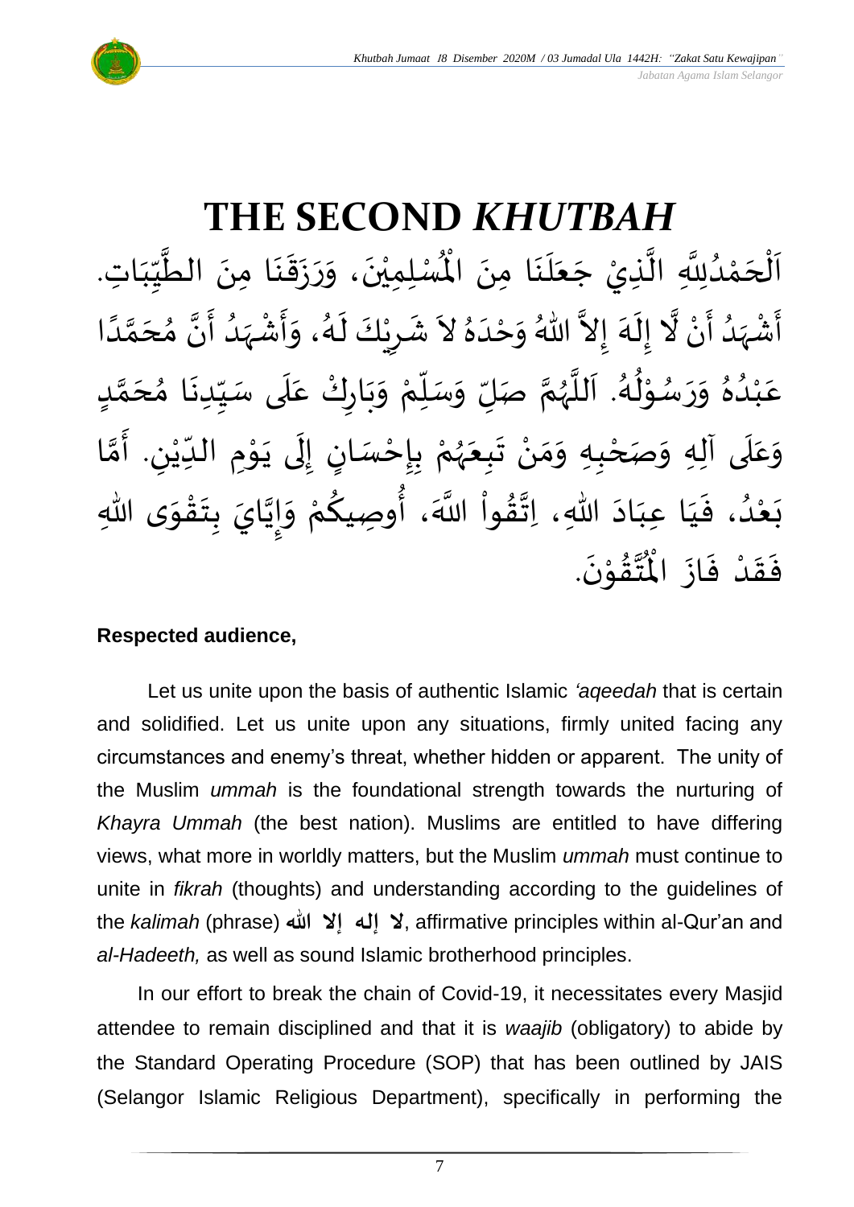# THE SECOND *KHUTBAH*

اَلْحَمْدُلِلَّهِ الَّذِيْ جَعَلَنَا مِنَ الْمُسْلِمِيْنَ، وَرَزَقَنَا مِنَ الطَّيِّبَاتِ. أَشْهَدُ أَنْ لَّا إِلَهَ إِلاَّ اللهُ وَحْدَهُ لاَ شَرِيْكَ لَهُ، وَأَشْهَدُ أَنَّ مُحَمَّدًا عَبْدُهُ وَرَسُوْلُهُ. اَللَّهُمَّ صَلِّ وَسَلِّمْ وَبَارِكْ عَلَى سَيِّدِنَا مُحَمَّدٍ وَعَلَى آلِهِ وَصَحْبِهِ وَمَنْ تَبِعَهُمْ بِإِحْسَانٍ إِلَى يَوْمِ الدِّيْنِ. أَمَّا بَعْدُ، فَيَا عِبَادَ اللهِ، اِتَّقُواْ اللَّهَ، أُوصِيكُمْ وَإِيَّايَ بِتَقْوَى اللهِ فَقَدْ فَازَ الْمُتَّقُوْنَ.

**Respected audience,**

Let us unite upon the basis of authentic Islamic *'aqeedah* that is certain and solidified. Let us unite upon any situations, firmly united facing any circumstances and enemy's threat, whether hidden or apparent. The unity of the Muslim *ummah* is the foundational strength towards the nurturing of *Khayra Ummah* (the best nation). Muslims are entitled to have differing views, what more in worldly matters, but the Muslim *ummah* must continue to unite in *fikrah* (thoughts) and understanding according to the guidelines of the *kalimah* (phrase) **لا إله إلا الله**, affirmative principles within al-Qur'an and *al-Hadeeth,* as well as sound Islamic brotherhood principles.

In our effort to break the chain of Covid-19, it necessitates every Masjid attendee to remain disciplined and that it is *waajib* (obligatory) to abide by the Standard Operating Procedure (SOP) that has been outlined by JAIS (Selangor Islamic Religious Department), specifically in performing the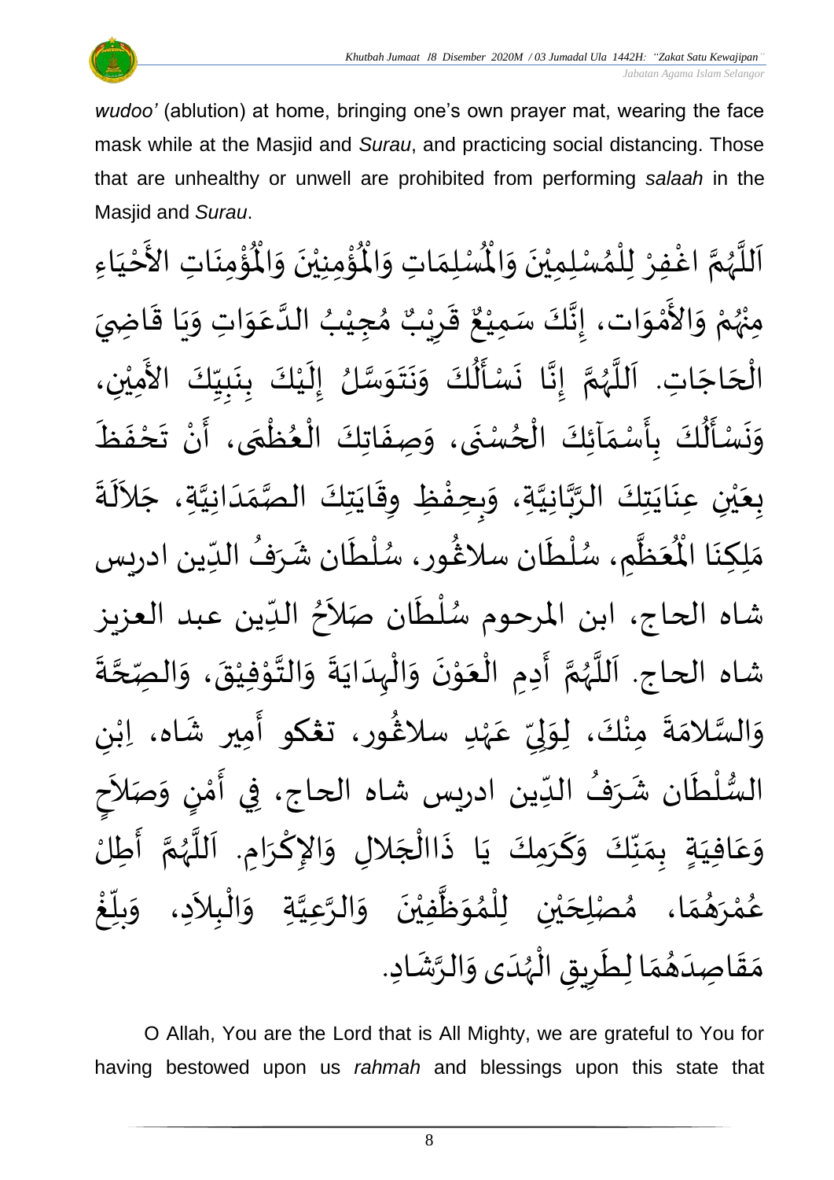*wudoo'* (ablution) at home, bringing one's own prayer mat, wearing the face mask while at the Masjid and *Surau*, and practicing social distancing. Those that are unhealthy or unwell are prohibited from performing *salaah* in the Masjid and *Surau*.

اَللَّهُمَّ اغْفِرْ لِلْمُسْلِمِيْنَ وَالْمُسْلِمَاتِ وَالْمُؤْمِنِيْنَ وَالْمُؤْمِنَاتِ الأَحْيَاءِ مِنْهُمْ وَالأَمْوَات، إِنَّكَ سَمِيْعٌ قَرِيْبٌ مُجِيْبُ الدَّعَوَاتِ وَيَا قَاضِيَ الْحَاجَاتِ. اَللَّهُمَّ إِنَّا نَسْأَلُكَ وَنَتَوَسَّلُ إِلَيْكَ بِنَبِيِّكَ الأَمِيْنِ، وَنَسْأَلُكَ بِأَسْمَآئِكَ الْحُسْنَى، وَصِفَاتِكَ الْعُظْمَى، أَنْ تَحْفَظَ بِعَيْنِ عِنَايَتِكَ الرَّبَّانِيَّةِ، وَبِحِفْظِ وِقَايَتِكَ الصَّمَدَانِيَّةِ، جَلاَلَةَ مَلِكِنَا الْمُعَظَّمِ، سُلْطَان سلاڠُور، سُلْطَان شَرَفُ الدِّين ادريس شاه الحاج، ابن المرحوم سُلْطَان صَلاَحُ الدِّين عبد العزيز شاه الحاج. اَللَّهُمَّ أَدِمِ الْعَوْنَ وَالْهِدَايَةَ وَالتَّوْفِيْقَ، وَالصِّحَّةَ وَالسَّلامَةَ مِنْكَ، لِوَلِيِّ عَهْدِ سلاڠُور، تڠكو أَمِير شَاه، اِبْنِ السُّلْطَان شَرَفُ الدِّين ادريس شاه الحاج، فِي أَمْنٍ وَصَلاَحٍ وَعَافِيَةٍ بِمَنِّكَ وَكَرَمِكَ يَا ذَاالْجَلالِ وَالإِكْرَامِ. اَللَّهُمَّ أَطِلْ عُمْرَهُمَا، مُصْلِحَيْنِ لِلْمُوَظَّفِيْنَ وَالرَّعِيَّةِ وَالْبِلاَدِ، وَبَلِّغْ مَقَاصِدَهُمَا لِطَرِيقِ الْهُدَى وَالرَّشَادِ.

O Allah, You are the Lord that is All Mighty, we are grateful to You for having bestowed upon us *rahmah* and blessings upon this state that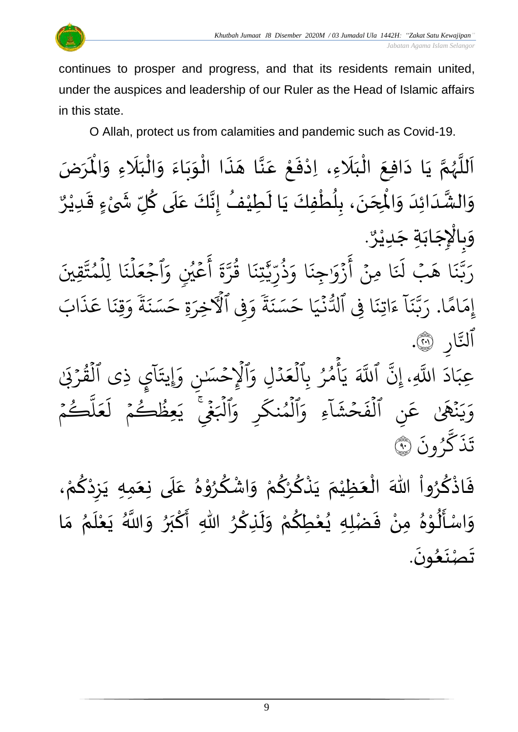continues to prosper and progress, and that its residents remain united, under the auspices and leadership of our Ruler as the Head of Islamic affairs in this state.

O Allah, protect us from calamities and pandemic such as Covid-19.

اَللَّهُمَّ يَا دَافِعَ الْبَلَاءِ، اِدْفَعْ عَنَّا هَذَا الْوَبَاءَ وَالْبَلَاءِ وَالْمَرَضَ وَالشَّدَائِدَ وَالْمِحَنَ، بِلُطْفِكَ يَا لَطِيْفُ إِنَّكَ عَلَى كُلِّ شَيْءٍ قَدِيْرٌ وَبِالْإِجَابَةِ جَدِيْرٌ.

رَبَّنَا هَبْ لَنَا مِنْ أَزْوَٰجِنَا وَذُرِّيَّٰتِنَا قُرَّةَ أَعْيُنٍ وَٱجْعَلْنَا لِلْمُتَّقِينَ إِمَامًا. رَبَّنَآ ءَاتِنَا فِى ٱلدُّنْيَا حَسَنَةً وَفِى ٱلْءَاخِرَةِ حَسَنَةً وَقِنَا عَذَابَ ٱلنَّارِ ﴿٢٠١﴾.

عِبَادَ اللَّهِ، إِنَّ ٱللَّهَ يَأْمُرُ بِٱلْعَدْلِ وَٱلْإِحْسَٰنِ وَإِيتَآيِٕ ذِى ٱلْقُرْبَىٰ وَيَنْهَىٰ عَنِ ٱلْفَحْشَآءِ وَٱلْمُنكَرِ وَٱلْبَغْىِ ۚ يَعِظُكُمْ لَعَلَّكُمْ تَذَكَّرُونَ ﴿٩٠﴾

فَاذْكُرُواْ اللهَ الْعَظِيْمَ يَذْكُرْكُمْ وَاشْكُرُوْهُ عَلَى نِعَمِهِ يَزِدْكُمْ، وَاسْأَلُوْهُ مِنْ فَضْلِهِ يُعْطِكُمْ وَلَذِكْرُ اللهِ أَكْبَرُ وَاللَّهُ يَعْلَمُ مَا تَصْنَعُونَ.